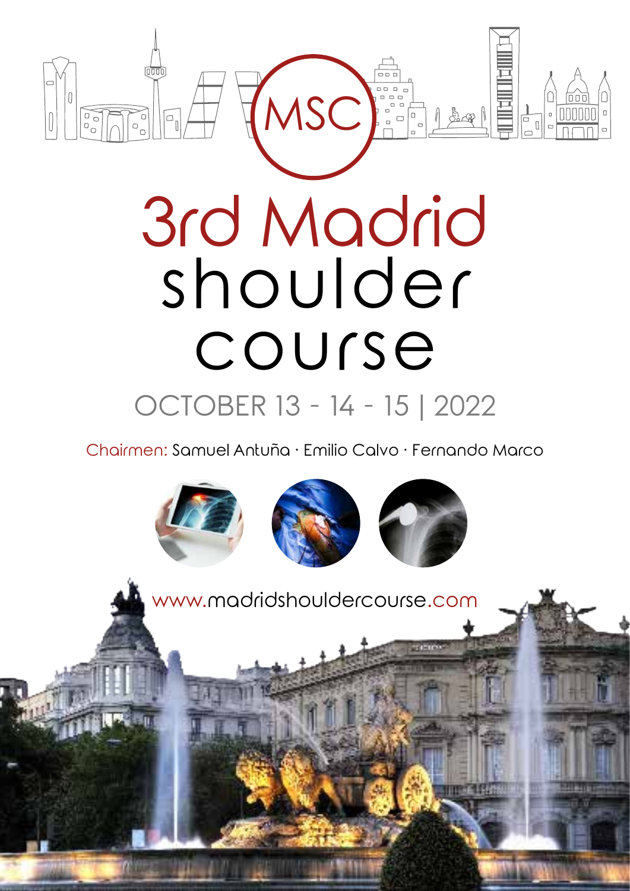MSC

# 3rd Madrid shoulder course

## OCTOBER 13 - 14 - 15 | 2022

Chairmen: Samuel Antuña · Emilio Calvo · Fernando Marco

www.madridshouldercourse.com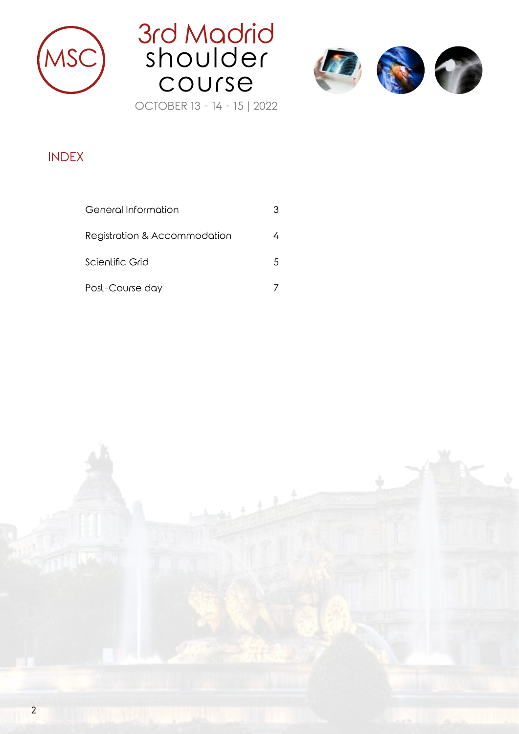3rd Madrid shoulder course

OCTOBER 13 - 14 - 15 | 2022

## INDEX

| | |
|---|---|
| General Information | 3 |
| Registration & Accommodation | 4 |
| Scientific Grid | 5 |
| Post-Course day | 7 |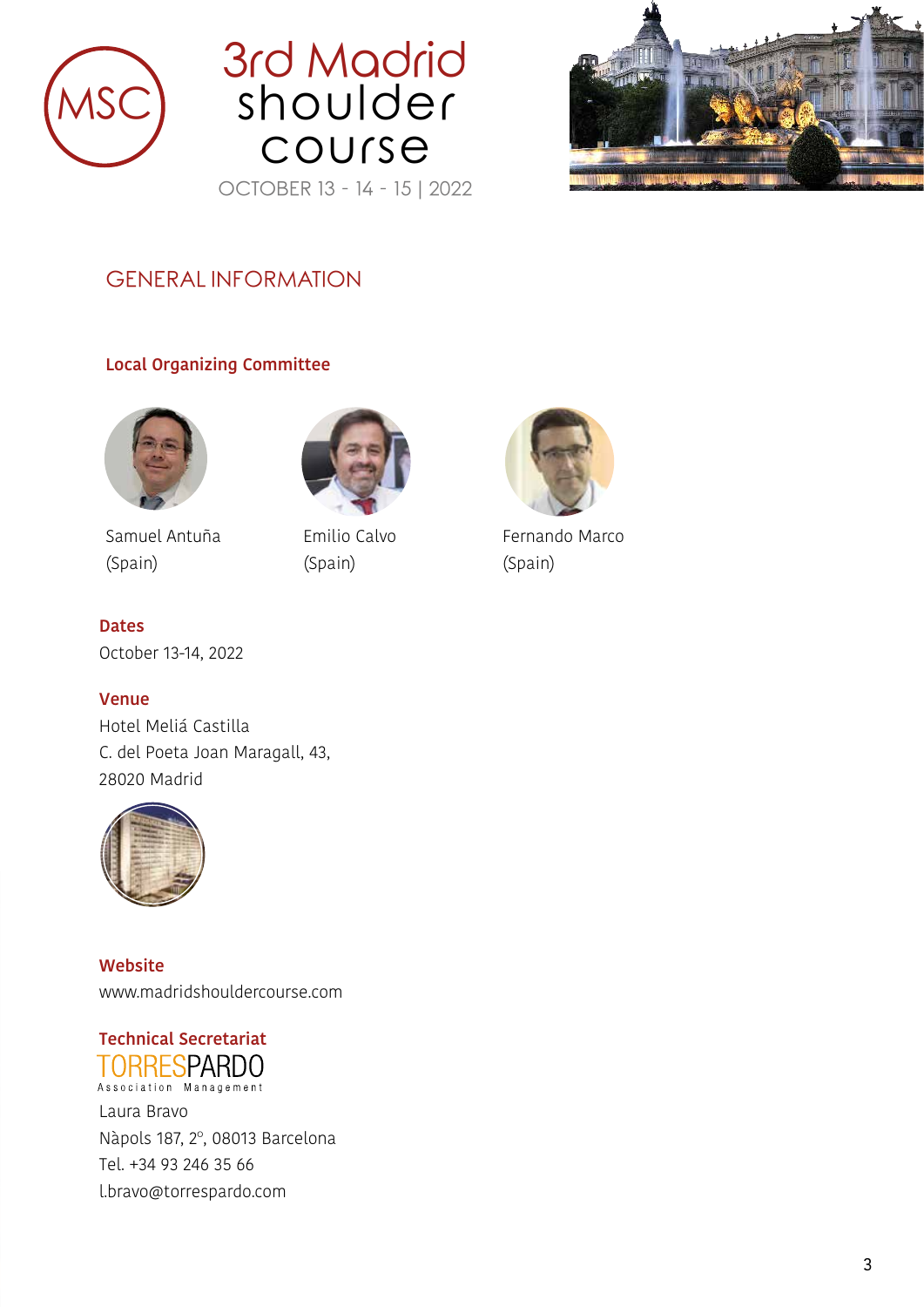# GENERAL INFORMATION

### Local Organizing Committee

Samuel Antuña
(Spain)

Emilio Calvo
(Spain)

Fernando Marco
(Spain)

### Dates

October 13-14, 2022

### Venue

Hotel Meliá Castilla
C. del Poeta Joan Maragall, 43,
28020 Madrid

### Website

www.madridshouldercourse.com

### Technical Secretariat

TORRESPARDO
Association Management

Laura Bravo
Nàpols 187, 2º, 08013 Barcelona
Tel. +34 93 246 35 66
l.bravo@torrespardo.com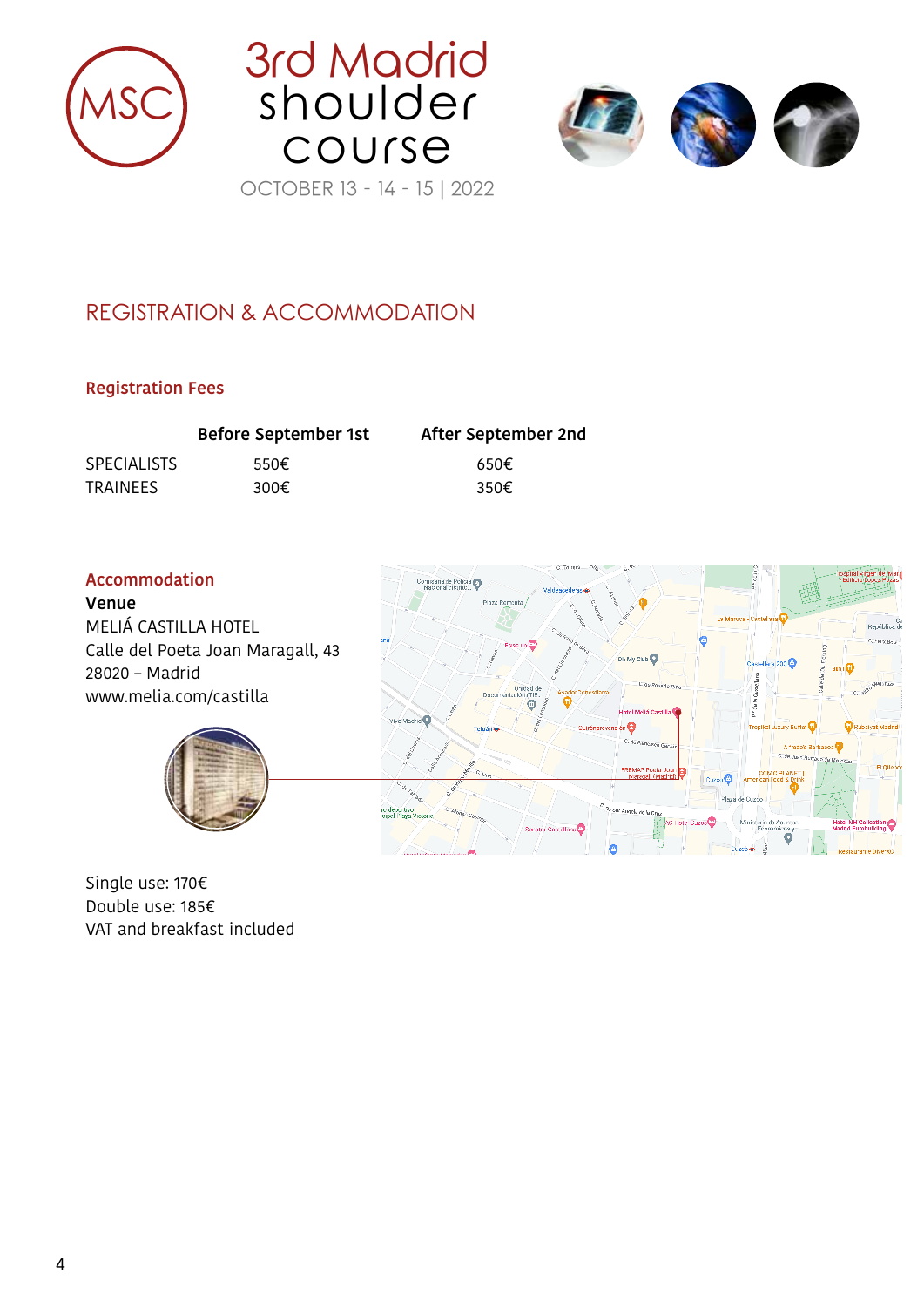# 3rd Madrid shoulder course

OCTOBER 13 - 14 - 15 | 2022

## REGISTRATION & ACCOMMODATION

### Registration Fees

| | Before September 1st | After September 2nd |
|---|---|---|
| SPECIALISTS | 550€ | 650€ |
| TRAINEES | 300€ | 350€ |

### Accommodation

**Venue**

MELIÁ CASTILLA HOTEL
Calle del Poeta Joan Maragall, 43
28020 – Madrid
www.melia.com/castilla

Single use: 170€
Double use: 185€
VAT and breakfast included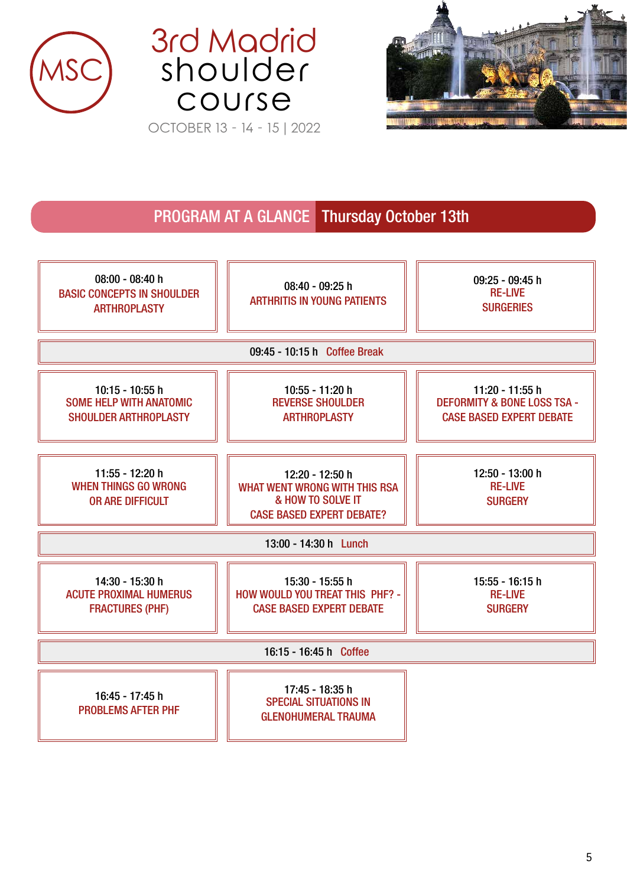MSC

# 3rd Madrid shoulder course

OCTOBER 13 - 14 - 15 | 2022

## PROGRAM AT A GLANCE Thursday October 13th

| | | |
|---|---|---|
| 08:00 - 08:40 h BASIC CONCEPTS IN SHOULDER ARTHROPLASTY | 08:40 - 09:25 h ARTHRITIS IN YOUNG PATIENTS | 09:25 - 09:45 h RE-LIVE SURGERIES |
| 09:45 - 10:15 h Coffee Break | | |
| 10:15 - 10:55 h SOME HELP WITH ANATOMIC SHOULDER ARTHROPLASTY | 10:55 - 11:20 h REVERSE SHOULDER ARTHROPLASTY | 11:20 - 11:55 h DEFORMITY & BONE LOSS TSA - CASE BASED EXPERT DEBATE |
| 11:55 - 12:20 h WHEN THINGS GO WRONG OR ARE DIFFICULT | 12:20 - 12:50 h WHAT WENT WRONG WITH THIS RSA & HOW TO SOLVE IT CASE BASED EXPERT DEBATE? | 12:50 - 13:00 h RE-LIVE SURGERY |
| 13:00 - 14:30 h Lunch | | |
| 14:30 - 15:30 h ACUTE PROXIMAL HUMERUS FRACTURES (PHF) | 15:30 - 15:55 h HOW WOULD YOU TREAT THIS PHF? - CASE BASED EXPERT DEBATE | 15:55 - 16:15 h RE-LIVE SURGERY |
| 16:15 - 16:45 h Coffee | | |
| 16:45 - 17:45 h PROBLEMS AFTER PHF | 17:45 - 18:35 h SPECIAL SITUATIONS IN GLENOHUMERAL TRAUMA | |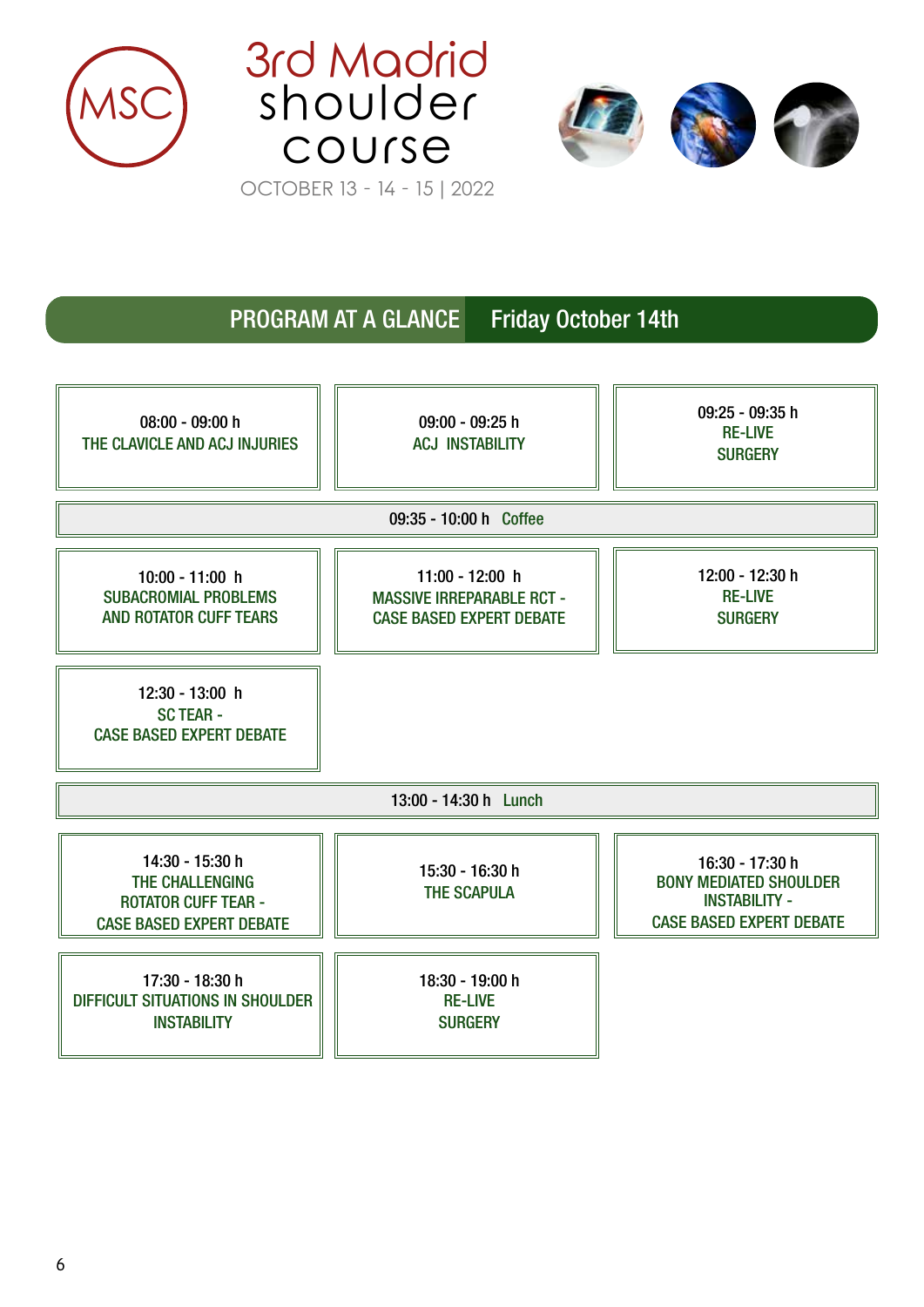# 3rd Madrid shoulder course

OCTOBER 13 - 14 - 15 | 2022

## PROGRAM AT A GLANCE Friday October 14th

| | | |
|---|---|---|
| 08:00 - 09:00 h THE CLAVICLE AND ACJ INJURIES | 09:00 - 09:25 h ACJ INSTABILITY | 09:25 - 09:35 h RE-LIVE SURGERY |
| 09:35 - 10:00 h Coffee | | |
| 10:00 - 11:00 h SUBACROMIAL PROBLEMS AND ROTATOR CUFF TEARS | 11:00 - 12:00 h MASSIVE IRREPARABLE RCT - CASE BASED EXPERT DEBATE | 12:00 - 12:30 h RE-LIVE SURGERY |
| 12:30 - 13:00 h SC TEAR - CASE BASED EXPERT DEBATE | | |
| 13:00 - 14:30 h Lunch | | |
| 14:30 - 15:30 h THE CHALLENGING ROTATOR CUFF TEAR - CASE BASED EXPERT DEBATE | 15:30 - 16:30 h THE SCAPULA | 16:30 - 17:30 h BONY MEDIATED SHOULDER INSTABILITY - CASE BASED EXPERT DEBATE |
| 17:30 - 18:30 h DIFFICULT SITUATIONS IN SHOULDER INSTABILITY | 18:30 - 19:00 h RE-LIVE SURGERY | |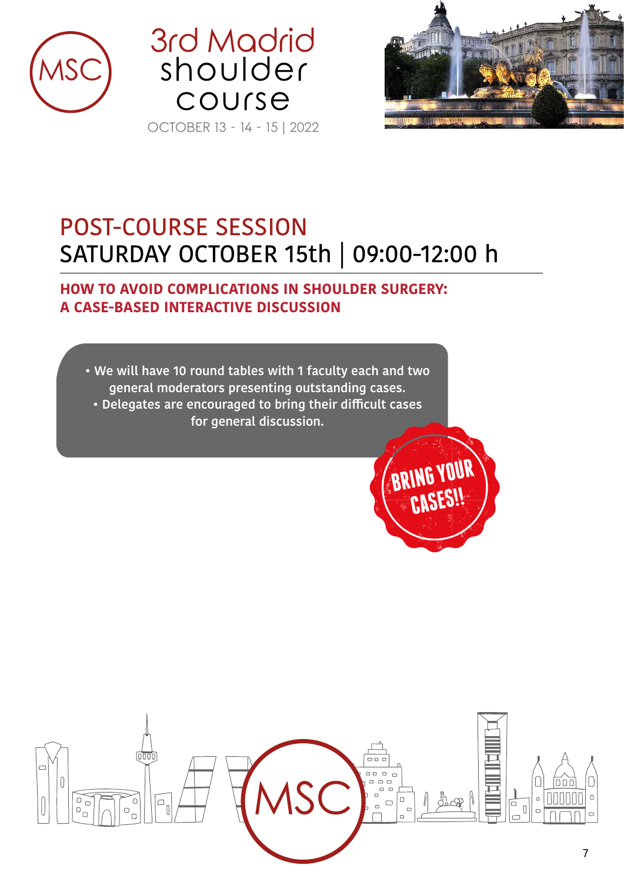# POST-COURSE SESSION

## SATURDAY OCTOBER 15th | 09:00-12:00 h

### HOW TO AVOID COMPLICATIONS IN SHOULDER SURGERY: A CASE-BASED INTERACTIVE DISCUSSION

- We will have 10 round tables with 1 faculty each and two general moderators presenting outstanding cases.
- Delegates are encouraged to bring their difficult cases for general discussion.

BRING YOUR CASES!!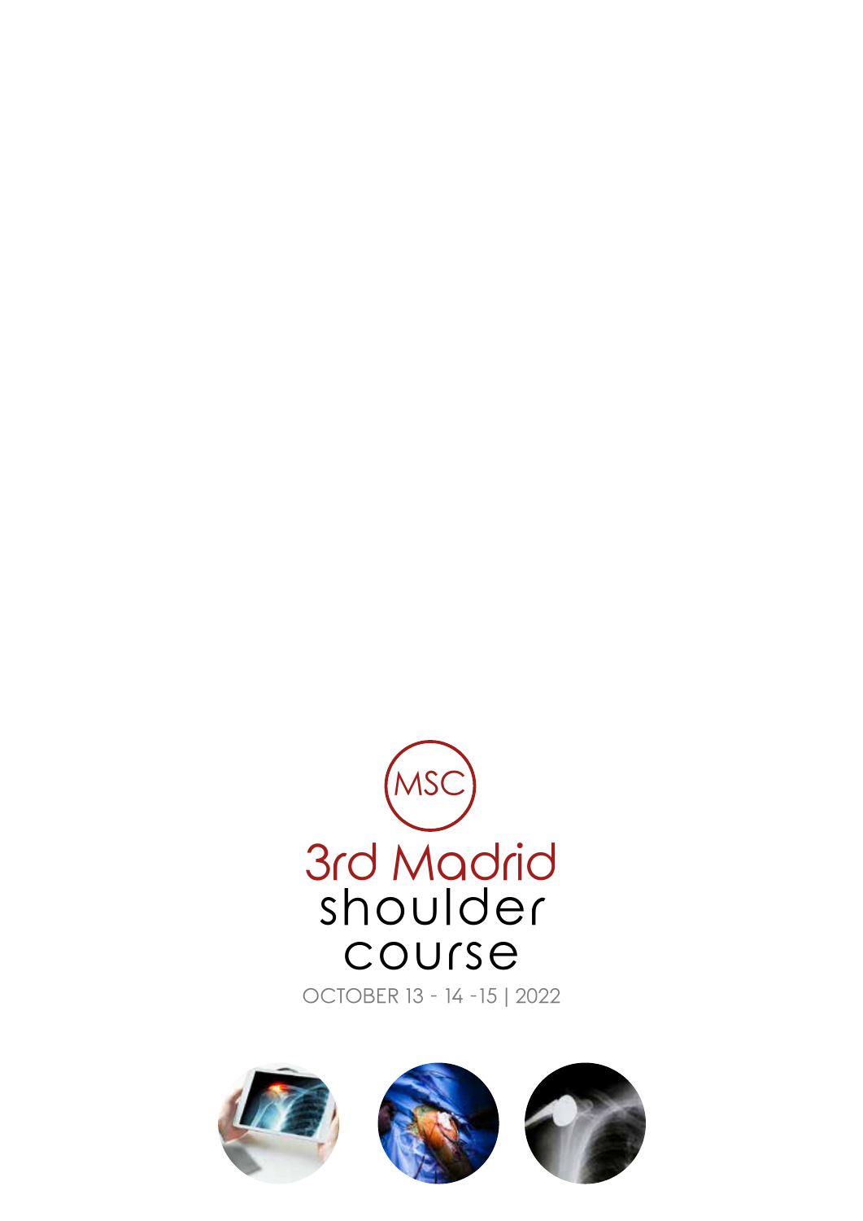MSC

# 3rd Madrid shoulder course

OCTOBER 13 - 14 -15 | 2022